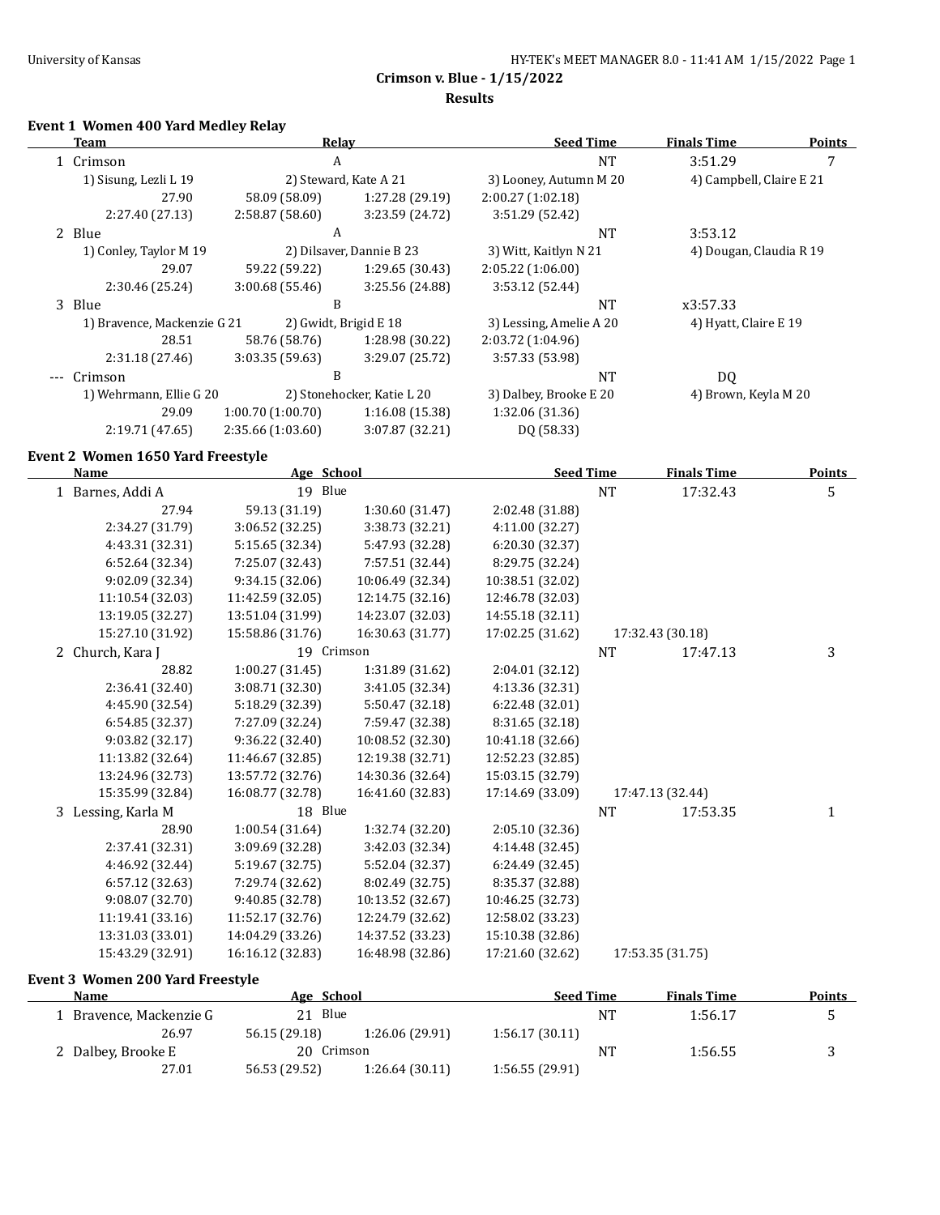University of Kansas

HY-TEK's MEET MANAGER 8.0 - 11:41 AM 1/15/2022 Page 1

**Crimson v. Blue - 1/15/2022**

**Results**

### Event 1 Women 400 Yard Medley Relay

| | Team | Relay | Seed Time | Finals Time | Points |
|---|---|---|---|---|---|
| 1 | Crimson | A | NT | 3:51.29 | 7 |
| | 1) Sisung, Lezli L 19 | 2) Steward, Kate A 21 | 3) Looney, Autumn M 20 | 4) Campbell, Claire E 21 | |
| | 27.90 | 58.09 (58.09) | 1:27.28 (29.19) | 2:00.27 (1:02.18) | |
| | 2:27.40 (27.13) | 2:58.87 (58.60) | 3:23.59 (24.72) | 3:51.29 (52.42) | |
| 2 | Blue | A | NT | 3:53.12 | |
| | 1) Conley, Taylor M 19 | 2) Dilsaver, Dannie B 23 | 3) Witt, Kaitlyn N 21 | 4) Dougan, Claudia R 19 | |
| | 29.07 | 59.22 (59.22) | 1:29.65 (30.43) | 2:05.22 (1:06.00) | |
| | 2:30.46 (25.24) | 3:00.68 (55.46) | 3:25.56 (24.88) | 3:53.12 (52.44) | |
| 3 | Blue | B | NT | x3:57.33 | |
| | 1) Bravence, Mackenzie G 21 | 2) Gwidt, Brigid E 18 | 3) Lessing, Amelie A 20 | 4) Hyatt, Claire E 19 | |
| | 28.51 | 58.76 (58.76) | 1:28.98 (30.22) | 2:03.72 (1:04.96) | |
| | 2:31.18 (27.46) | 3:03.35 (59.63) | 3:29.07 (25.72) | 3:57.33 (53.98) | |
| --- | Crimson | B | NT | DQ | |
| | 1) Wehrmann, Ellie G 20 | 2) Stonehocker, Katie L 20 | 3) Dalbey, Brooke E 20 | 4) Brown, Keyla M 20 | |
| | 29.09 | 1:00.70 (1:00.70) | 1:16.08 (15.38) | 1:32.06 (31.36) | |
| | 2:19.71 (47.65) | 2:35.66 (1:03.60) | 3:07.87 (32.21) | DQ (58.33) | |

### Event 2 Women 1650 Yard Freestyle

| | Name | Age | School | Seed Time | Finals Time | Points |
|---|---|---|---|---|---|---|
| 1 | Barnes, Addi A | 19 | Blue | NT | 17:32.43 | 5 |
| | 27.94 | 59.13 (31.19) | 1:30.60 (31.47) | 2:02.48 (31.88) | | |
| | 2:34.27 (31.79) | 3:06.52 (32.25) | 3:38.73 (32.21) | 4:11.00 (32.27) | | |
| | 4:43.31 (32.31) | 5:15.65 (32.34) | 5:47.93 (32.28) | 6:20.30 (32.37) | | |
| | 6:52.64 (32.34) | 7:25.07 (32.43) | 7:57.51 (32.44) | 8:29.75 (32.24) | | |
| | 9:02.09 (32.34) | 9:34.15 (32.06) | 10:06.49 (32.34) | 10:38.51 (32.02) | | |
| | 11:10.54 (32.03) | 11:42.59 (32.05) | 12:14.75 (32.16) | 12:46.78 (32.03) | | |
| | 13:19.05 (32.27) | 13:51.04 (31.99) | 14:23.07 (32.03) | 14:55.18 (32.11) | | |
| | 15:27.10 (31.92) | 15:58.86 (31.76) | 16:30.63 (31.77) | 17:02.25 (31.62) | 17:32.43 (30.18) | |
| 2 | Church, Kara J | 19 | Crimson | NT | 17:47.13 | 3 |
| | 28.82 | 1:00.27 (31.45) | 1:31.89 (31.62) | 2:04.01 (32.12) | | |
| | 2:36.41 (32.40) | 3:08.71 (32.30) | 3:41.05 (32.34) | 4:13.36 (32.31) | | |
| | 4:45.90 (32.54) | 5:18.29 (32.39) | 5:50.47 (32.18) | 6:22.48 (32.01) | | |
| | 6:54.85 (32.37) | 7:27.09 (32.24) | 7:59.47 (32.38) | 8:31.65 (32.18) | | |
| | 9:03.82 (32.17) | 9:36.22 (32.40) | 10:08.52 (32.30) | 10:41.18 (32.66) | | |
| | 11:13.82 (32.64) | 11:46.67 (32.85) | 12:19.38 (32.71) | 12:52.23 (32.85) | | |
| | 13:24.96 (32.73) | 13:57.72 (32.76) | 14:30.36 (32.64) | 15:03.15 (32.79) | | |
| | 15:35.99 (32.84) | 16:08.77 (32.78) | 16:41.60 (32.83) | 17:14.69 (33.09) | 17:47.13 (32.44) | |
| 3 | Lessing, Karla M | 18 | Blue | NT | 17:53.35 | 1 |
| | 28.90 | 1:00.54 (31.64) | 1:32.74 (32.20) | 2:05.10 (32.36) | | |
| | 2:37.41 (32.31) | 3:09.69 (32.28) | 3:42.03 (32.34) | 4:14.48 (32.45) | | |
| | 4:46.92 (32.44) | 5:19.67 (32.75) | 5:52.04 (32.37) | 6:24.49 (32.45) | | |
| | 6:57.12 (32.63) | 7:29.74 (32.62) | 8:02.49 (32.75) | 8:35.37 (32.88) | | |
| | 9:08.07 (32.70) | 9:40.85 (32.78) | 10:13.52 (32.67) | 10:46.25 (32.73) | | |
| | 11:19.41 (33.16) | 11:52.17 (32.76) | 12:24.79 (32.62) | 12:58.02 (33.23) | | |
| | 13:31.03 (33.01) | 14:04.29 (33.26) | 14:37.52 (33.23) | 15:10.38 (32.86) | | |
| | 15:43.29 (32.91) | 16:16.12 (32.83) | 16:48.98 (32.86) | 17:21.60 (32.62) | 17:53.35 (31.75) | |

### Event 3 Women 200 Yard Freestyle

| | Name | Age | School | Seed Time | Finals Time | Points |
|---|---|---|---|---|---|---|
| 1 | Bravence, Mackenzie G | 21 | Blue | NT | 1:56.17 | 5 |
| | 26.97 | 56.15 (29.18) | 1:26.06 (29.91) | 1:56.17 (30.11) | | |
| 2 | Dalbey, Brooke E | 20 | Crimson | NT | 1:56.55 | 3 |
| | 27.01 | 56.53 (29.52) | 1:26.64 (30.11) | 1:56.55 (29.91) | | |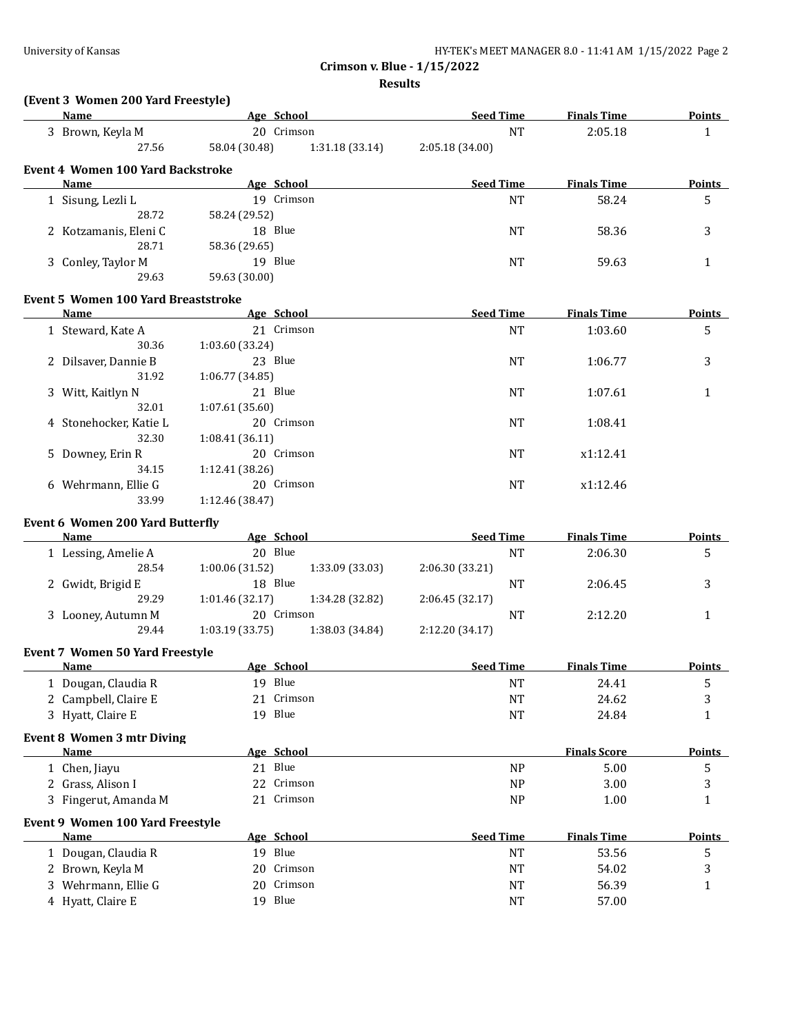**Crimson v. Blue - 1/15/2022**

**Results**

### (Event 3 Women 200 Yard Freestyle)

| | Name | Age | School | Seed Time | Finals Time | Points |
|---|---|---|---|---|---|---|
| 3 | Brown, Keyla M | 20 | Crimson | NT | 2:05.18 | 1 |
| | 27.56 | 58.04 (30.48) | 1:31.18 (33.14) | 2:05.18 (34.00) | | |

### Event 4 Women 100 Yard Backstroke

| | Name | Age | School | Seed Time | Finals Time | Points |
|---|---|---|---|---|---|---|
| 1 | Sisung, Lezli L | 19 | Crimson | NT | 58.24 | 5 |
| | 28.72 | 58.24 (29.52) | | | | |
| 2 | Kotzamanis, Eleni C | 18 | Blue | NT | 58.36 | 3 |
| | 28.71 | 58.36 (29.65) | | | | |
| 3 | Conley, Taylor M | 19 | Blue | NT | 59.63 | 1 |
| | 29.63 | 59.63 (30.00) | | | | |

### Event 5 Women 100 Yard Breaststroke

| | Name | Age | School | Seed Time | Finals Time | Points |
|---|---|---|---|---|---|---|
| 1 | Steward, Kate A | 21 | Crimson | NT | 1:03.60 | 5 |
| | 30.36 | 1:03.60 (33.24) | | | | |
| 2 | Dilsaver, Dannie B | 23 | Blue | NT | 1:06.77 | 3 |
| | 31.92 | 1:06.77 (34.85) | | | | |
| 3 | Witt, Kaitlyn N | 21 | Blue | NT | 1:07.61 | 1 |
| | 32.01 | 1:07.61 (35.60) | | | | |
| 4 | Stonehocker, Katie L | 20 | Crimson | NT | 1:08.41 | |
| | 32.30 | 1:08.41 (36.11) | | | | |
| 5 | Downey, Erin R | 20 | Crimson | NT | x1:12.41 | |
| | 34.15 | 1:12.41 (38.26) | | | | |
| 6 | Wehrmann, Ellie G | 20 | Crimson | NT | x1:12.46 | |
| | 33.99 | 1:12.46 (38.47) | | | | |

### Event 6 Women 200 Yard Butterfly

| | Name | Age | School | Seed Time | Finals Time | Points |
|---|---|---|---|---|---|---|
| 1 | Lessing, Amelie A | 20 | Blue | NT | 2:06.30 | 5 |
| | 28.54 | 1:00.06 (31.52) | 1:33.09 (33.03) | 2:06.30 (33.21) | | |
| 2 | Gwidt, Brigid E | 18 | Blue | NT | 2:06.45 | 3 |
| | 29.29 | 1:01.46 (32.17) | 1:34.28 (32.82) | 2:06.45 (32.17) | | |
| 3 | Looney, Autumn M | 20 | Crimson | NT | 2:12.20 | 1 |
| | 29.44 | 1:03.19 (33.75) | 1:38.03 (34.84) | 2:12.20 (34.17) | | |

### Event 7 Women 50 Yard Freestyle

| | Name | Age | School | Seed Time | Finals Time | Points |
|---|---|---|---|---|---|---|
| 1 | Dougan, Claudia R | 19 | Blue | NT | 24.41 | 5 |
| 2 | Campbell, Claire E | 21 | Crimson | NT | 24.62 | 3 |
| 3 | Hyatt, Claire E | 19 | Blue | NT | 24.84 | 1 |

### Event 8 Women 3 mtr Diving

| | Name | Age | School | | Finals Score | Points |
|---|---|---|---|---|---|---|
| 1 | Chen, Jiayu | 21 | Blue | NP | 5.00 | 5 |
| 2 | Grass, Alison I | 22 | Crimson | NP | 3.00 | 3 |
| 3 | Fingerut, Amanda M | 21 | Crimson | NP | 1.00 | 1 |

### Event 9 Women 100 Yard Freestyle

| | Name | Age | School | Seed Time | Finals Time | Points |
|---|---|---|---|---|---|---|
| 1 | Dougan, Claudia R | 19 | Blue | NT | 53.56 | 5 |
| 2 | Brown, Keyla M | 20 | Crimson | NT | 54.02 | 3 |
| 3 | Wehrmann, Ellie G | 20 | Crimson | NT | 56.39 | 1 |
| 4 | Hyatt, Claire E | 19 | Blue | NT | 57.00 | |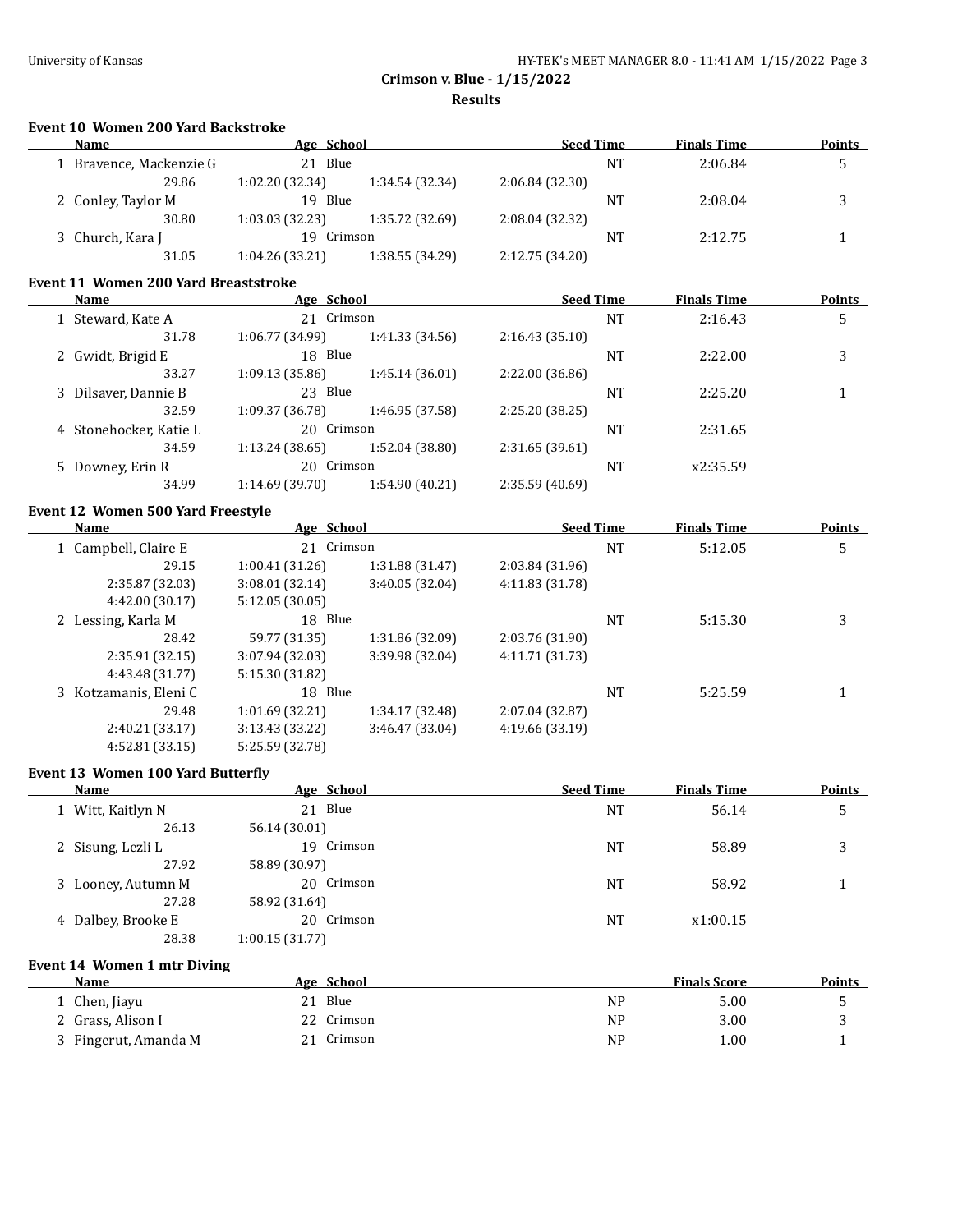## Crimson v. Blue - 1/15/2022

### Results

### Event 10 Women 200 Yard Backstroke

| | Name | Age | School | Seed Time | Finals Time | Points |
|---|---|---|---|---|---|---|
| 1 | Bravence, Mackenzie G | 21 | Blue | NT | 2:06.84 | 5 |
| | 29.86 | 1:02.20 (32.34) | 1:34.54 (32.34) | 2:06.84 (32.30) | | |
| 2 | Conley, Taylor M | 19 | Blue | NT | 2:08.04 | 3 |
| | 30.80 | 1:03.03 (32.23) | 1:35.72 (32.69) | 2:08.04 (32.32) | | |
| 3 | Church, Kara J | 19 | Crimson | NT | 2:12.75 | 1 |
| | 31.05 | 1:04.26 (33.21) | 1:38.55 (34.29) | 2:12.75 (34.20) | | |

### Event 11 Women 200 Yard Breaststroke

| | Name | Age | School | Seed Time | Finals Time | Points |
|---|---|---|---|---|---|---|
| 1 | Steward, Kate A | 21 | Crimson | NT | 2:16.43 | 5 |
| | 31.78 | 1:06.77 (34.99) | 1:41.33 (34.56) | 2:16.43 (35.10) | | |
| 2 | Gwidt, Brigid E | 18 | Blue | NT | 2:22.00 | 3 |
| | 33.27 | 1:09.13 (35.86) | 1:45.14 (36.01) | 2:22.00 (36.86) | | |
| 3 | Dilsaver, Dannie B | 23 | Blue | NT | 2:25.20 | 1 |
| | 32.59 | 1:09.37 (36.78) | 1:46.95 (37.58) | 2:25.20 (38.25) | | |
| 4 | Stonehocker, Katie L | 20 | Crimson | NT | 2:31.65 | |
| | 34.59 | 1:13.24 (38.65) | 1:52.04 (38.80) | 2:31.65 (39.61) | | |
| 5 | Downey, Erin R | 20 | Crimson | NT | x2:35.59 | |
| | 34.99 | 1:14.69 (39.70) | 1:54.90 (40.21) | 2:35.59 (40.69) | | |

### Event 12 Women 500 Yard Freestyle

| | Name | Age | School | Seed Time | Finals Time | Points |
|---|---|---|---|---|---|---|
| 1 | Campbell, Claire E | 21 | Crimson | NT | 5:12.05 | 5 |
| | 29.15 | 1:00.41 (31.26) | 1:31.88 (31.47) | 2:03.84 (31.96) | | |
| | 2:35.87 (32.03) | 3:08.01 (32.14) | 3:40.05 (32.04) | 4:11.83 (31.78) | | |
| | 4:42.00 (30.17) | 5:12.05 (30.05) | | | | |
| 2 | Lessing, Karla M | 18 | Blue | NT | 5:15.30 | 3 |
| | 28.42 | 59.77 (31.35) | 1:31.86 (32.09) | 2:03.76 (31.90) | | |
| | 2:35.91 (32.15) | 3:07.94 (32.03) | 3:39.98 (32.04) | 4:11.71 (31.73) | | |
| | 4:43.48 (31.77) | 5:15.30 (31.82) | | | | |
| 3 | Kotzamanis, Eleni C | 18 | Blue | NT | 5:25.59 | 1 |
| | 29.48 | 1:01.69 (32.21) | 1:34.17 (32.48) | 2:07.04 (32.87) | | |
| | 2:40.21 (33.17) | 3:13.43 (33.22) | 3:46.47 (33.04) | 4:19.66 (33.19) | | |
| | 4:52.81 (33.15) | 5:25.59 (32.78) | | | | |

### Event 13 Women 100 Yard Butterfly

| | Name | Age | School | Seed Time | Finals Time | Points |
|---|---|---|---|---|---|---|
| 1 | Witt, Kaitlyn N | 21 | Blue | NT | 56.14 | 5 |
| | 26.13 | 56.14 (30.01) | | | | |
| 2 | Sisung, Lezli L | 19 | Crimson | NT | 58.89 | 3 |
| | 27.92 | 58.89 (30.97) | | | | |
| 3 | Looney, Autumn M | 20 | Crimson | NT | 58.92 | 1 |
| | 27.28 | 58.92 (31.64) | | | | |
| 4 | Dalbey, Brooke E | 20 | Crimson | NT | x1:00.15 | |
| | 28.38 | 1:00.15 (31.77) | | | | |

### Event 14 Women 1 mtr Diving

| | Name | Age | School | | Finals Score | Points |
|---|---|---|---|---|---|---|
| 1 | Chen, Jiayu | 21 | Blue | NP | 5.00 | 5 |
| 2 | Grass, Alison I | 22 | Crimson | NP | 3.00 | 3 |
| 3 | Fingerut, Amanda M | 21 | Crimson | NP | 1.00 | 1 |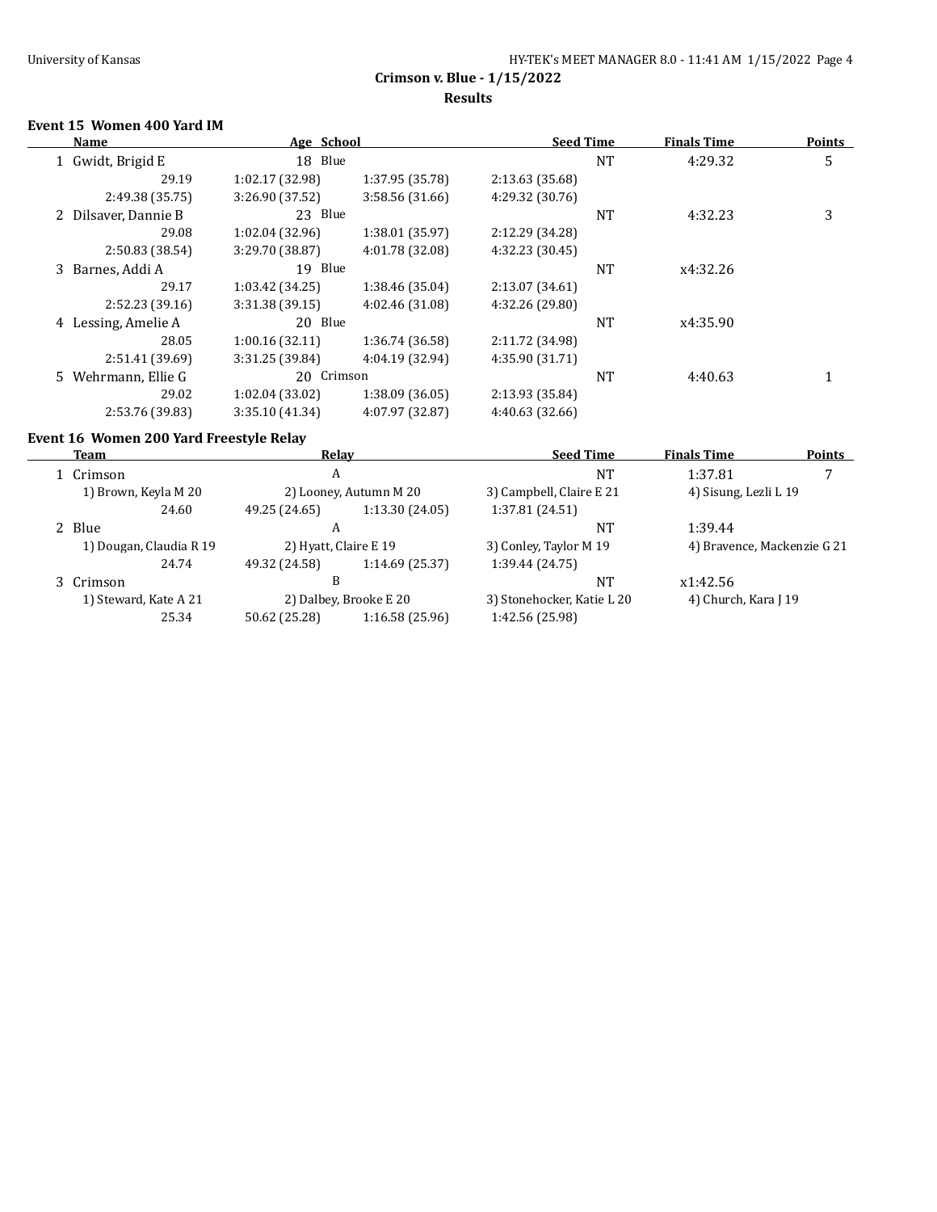**Crimson v. Blue - 1/15/2022**

**Results**

### Event 15 Women 400 Yard IM

| | Name | Age | School | Seed Time | Finals Time | Points |
|---|---|---|---|---|---|---|
| 1 | Gwidt, Brigid E | 18 | Blue | NT | 4:29.32 | 5 |
| | 29.19 | 1:02.17 (32.98) | 1:37.95 (35.78) | 2:13.63 (35.68) | | |
| | 2:49.38 (35.75) | 3:26.90 (37.52) | 3:58.56 (31.66) | 4:29.32 (30.76) | | |
| 2 | Dilsaver, Dannie B | 23 | Blue | NT | 4:32.23 | 3 |
| | 29.08 | 1:02.04 (32.96) | 1:38.01 (35.97) | 2:12.29 (34.28) | | |
| | 2:50.83 (38.54) | 3:29.70 (38.87) | 4:01.78 (32.08) | 4:32.23 (30.45) | | |
| 3 | Barnes, Addi A | 19 | Blue | NT | x4:32.26 | |
| | 29.17 | 1:03.42 (34.25) | 1:38.46 (35.04) | 2:13.07 (34.61) | | |
| | 2:52.23 (39.16) | 3:31.38 (39.15) | 4:02.46 (31.08) | 4:32.26 (29.80) | | |
| 4 | Lessing, Amelie A | 20 | Blue | NT | x4:35.90 | |
| | 28.05 | 1:00.16 (32.11) | 1:36.74 (36.58) | 2:11.72 (34.98) | | |
| | 2:51.41 (39.69) | 3:31.25 (39.84) | 4:04.19 (32.94) | 4:35.90 (31.71) | | |
| 5 | Wehrmann, Ellie G | 20 | Crimson | NT | 4:40.63 | 1 |
| | 29.02 | 1:02.04 (33.02) | 1:38.09 (36.05) | 2:13.93 (35.84) | | |
| | 2:53.76 (39.83) | 3:35.10 (41.34) | 4:07.97 (32.87) | 4:40.63 (32.66) | | |

### Event 16 Women 200 Yard Freestyle Relay

| | Team | Relay | | Seed Time | Finals Time | Points |
|---|---|---|---|---|---|---|
| 1 | Crimson | A | | NT | 1:37.81 | 7 |
| | 1) Brown, Keyla M 20 | 2) Looney, Autumn M 20 | | 3) Campbell, Claire E 21 | 4) Sisung, Lezli L 19 | |
| | 24.60 | 49.25 (24.65) | 1:13.30 (24.05) | 1:37.81 (24.51) | | |
| 2 | Blue | A | | NT | 1:39.44 | |
| | 1) Dougan, Claudia R 19 | 2) Hyatt, Claire E 19 | | 3) Conley, Taylor M 19 | 4) Bravence, Mackenzie G 21 | |
| | 24.74 | 49.32 (24.58) | 1:14.69 (25.37) | 1:39.44 (24.75) | | |
| 3 | Crimson | B | | NT | x1:42.56 | |
| | 1) Steward, Kate A 21 | 2) Dalbey, Brooke E 20 | | 3) Stonehocker, Katie L 20 | 4) Church, Kara J 19 | |
| | 25.34 | 50.62 (25.28) | 1:16.58 (25.96) | 1:42.56 (25.98) | | |